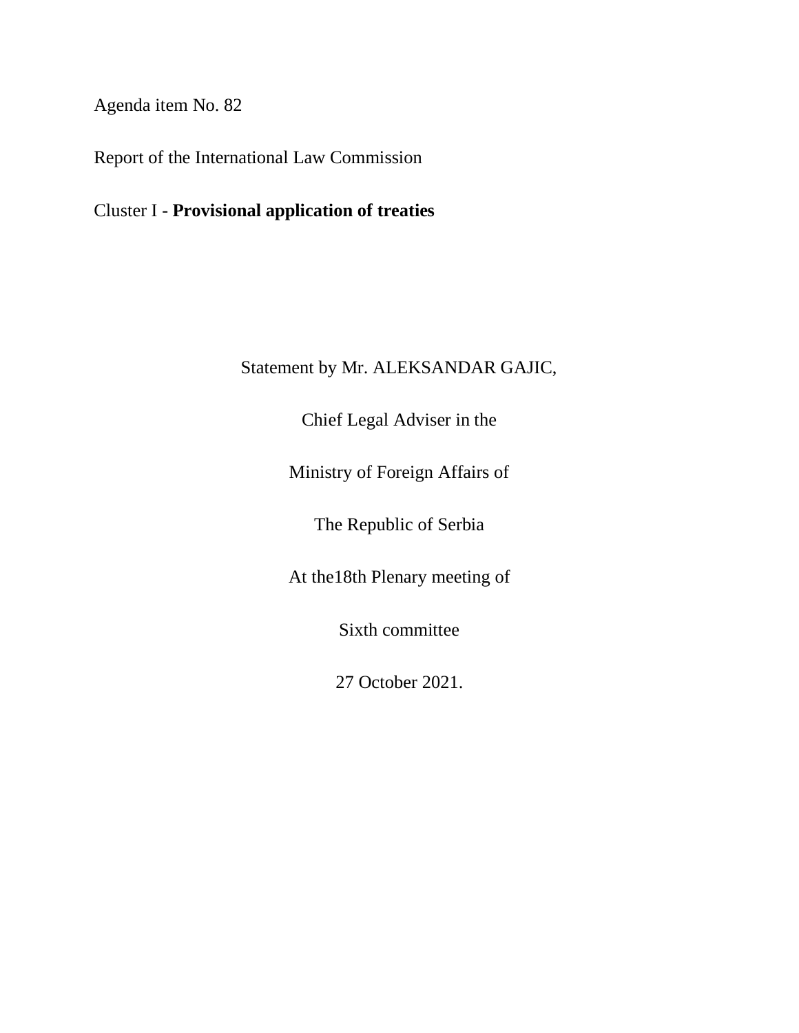Agenda item No. 82

Report of the International Law Commission

Cluster I - **Provisional application of treaties**

Statement by Mr. ALEKSANDAR GAJIC,

Chief Legal Adviser in the

Ministry of Foreign Affairs of

The Republic of Serbia

At the18th Plenary meeting of

Sixth committee

27 October 2021.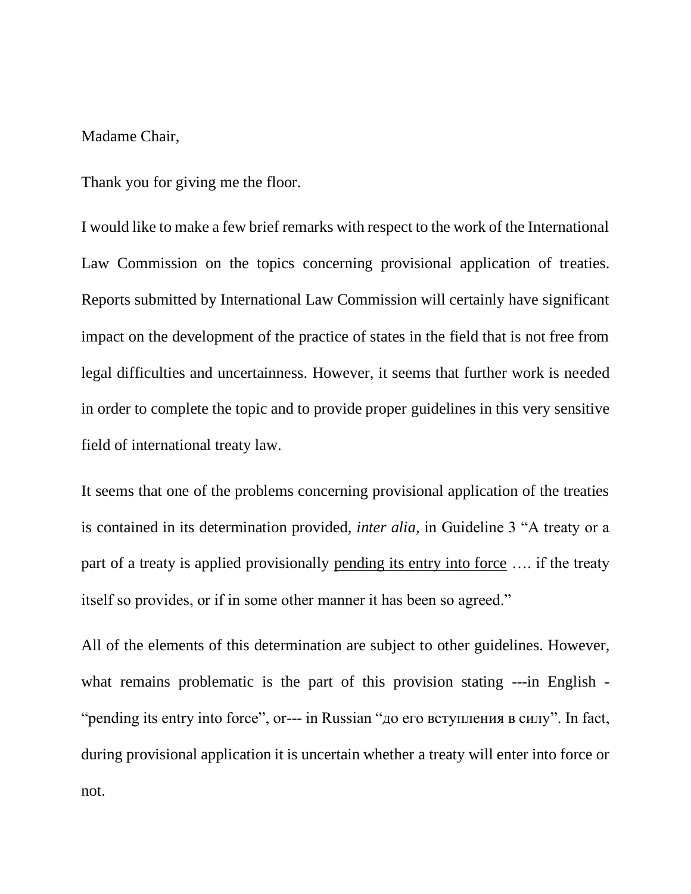Madame Chair,

Thank you for giving me the floor.

I would like to make a few brief remarks with respect to the work of the International Law Commission on the topics concerning provisional application of treaties. Reports submitted by International Law Commission will certainly have significant impact on the development of the practice of states in the field that is not free from legal difficulties and uncertainness. However, it seems that further work is needed in order to complete the topic and to provide proper guidelines in this very sensitive field of international treaty law.

It seems that one of the problems concerning provisional application of the treaties is contained in its determination provided, *inter alia*, in Guideline 3 "A treaty or a part of a treaty is applied provisionally <u>pending its entry into force</u> …. if the treaty itself so provides, or if in some other manner it has been so agreed."

All of the elements of this determination are subject to other guidelines. However, what remains problematic is the part of this provision stating ---in English - "pending its entry into force", or--- in Russian "до его вступления в силу". In fact, during provisional application it is uncertain whether a treaty will enter into force or not.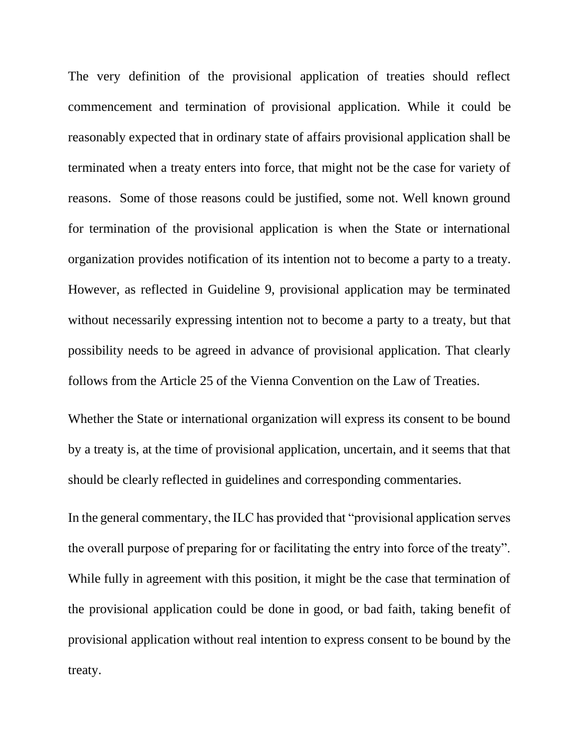The very definition of the provisional application of treaties should reflect commencement and termination of provisional application. While it could be reasonably expected that in ordinary state of affairs provisional application shall be terminated when a treaty enters into force, that might not be the case for variety of reasons. Some of those reasons could be justified, some not. Well known ground for termination of the provisional application is when the State or international organization provides notification of its intention not to become a party to a treaty. However, as reflected in Guideline 9, provisional application may be terminated without necessarily expressing intention not to become a party to a treaty, but that possibility needs to be agreed in advance of provisional application. That clearly follows from the Article 25 of the Vienna Convention on the Law of Treaties.

Whether the State or international organization will express its consent to be bound by a treaty is, at the time of provisional application, uncertain, and it seems that that should be clearly reflected in guidelines and corresponding commentaries.

In the general commentary, the ILC has provided that "provisional application serves the overall purpose of preparing for or facilitating the entry into force of the treaty". While fully in agreement with this position, it might be the case that termination of the provisional application could be done in good, or bad faith, taking benefit of provisional application without real intention to express consent to be bound by the treaty.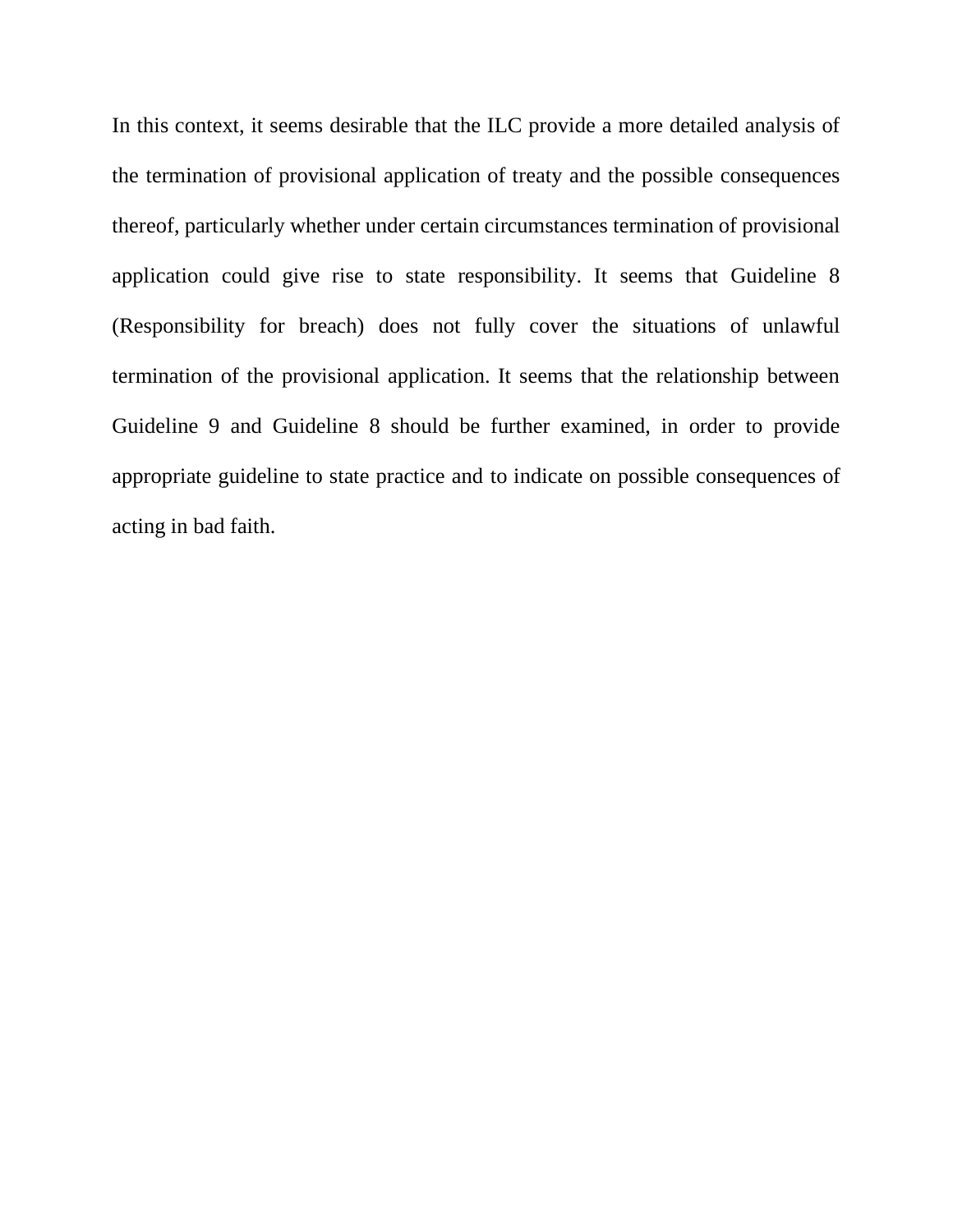In this context, it seems desirable that the ILC provide a more detailed analysis of the termination of provisional application of treaty and the possible consequences thereof, particularly whether under certain circumstances termination of provisional application could give rise to state responsibility. It seems that Guideline 8 (Responsibility for breach) does not fully cover the situations of unlawful termination of the provisional application. It seems that the relationship between Guideline 9 and Guideline 8 should be further examined, in order to provide appropriate guideline to state practice and to indicate on possible consequences of acting in bad faith.